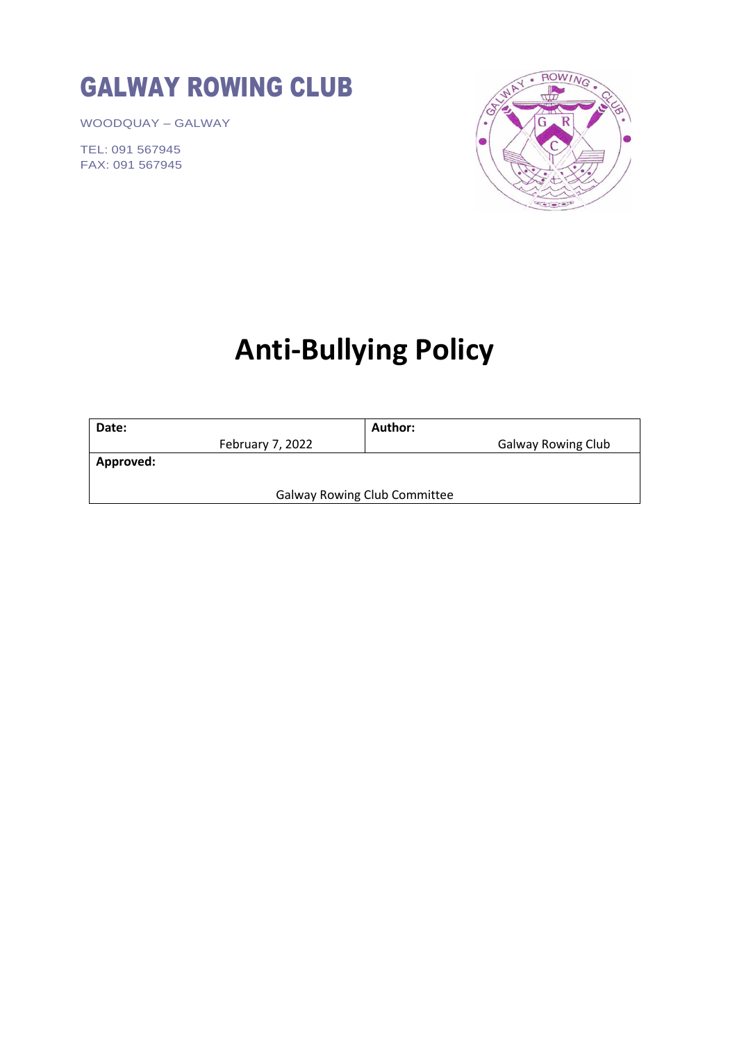# GALWAY ROWING CLUB

WOODQUAY – GALWAY

TEL: 091 567945
FAX: 091 567945

# Anti-Bullying Policy

| **Date:** February 7, 2022 | **Author:** Galway Rowing Club |
| --- | --- |
| **Approved:** Galway Rowing Club Committee | |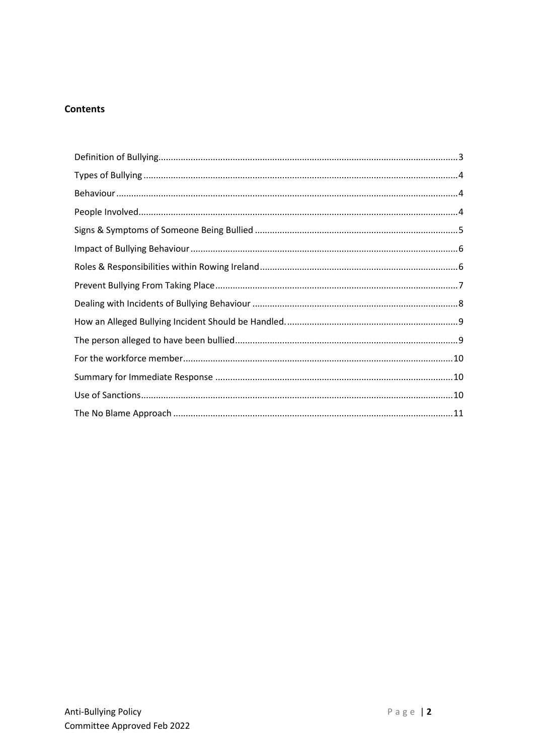**Contents**

Definition of Bullying........................................................................................................3
Types of Bullying.............................................................................................................4
Behaviour.........................................................................................................................4
People Involved.................................................................................................................4
Signs & Symptoms of Someone Being Bullied..................................................................5
Impact of Bullying Behaviour............................................................................................6
Roles & Responsibilities within Rowing Ireland................................................................6
Prevent Bullying From Taking Place..................................................................................7
Dealing with Incidents of Bullying Behaviour...................................................................8
How an Alleged Bullying Incident Should be Handled......................................................9
The person alleged to have been bullied..........................................................................9
For the workforce member..............................................................................................10
Summary for Immediate Response..................................................................................10
Use of Sanctions..............................................................................................................10
The No Blame Approach..................................................................................................11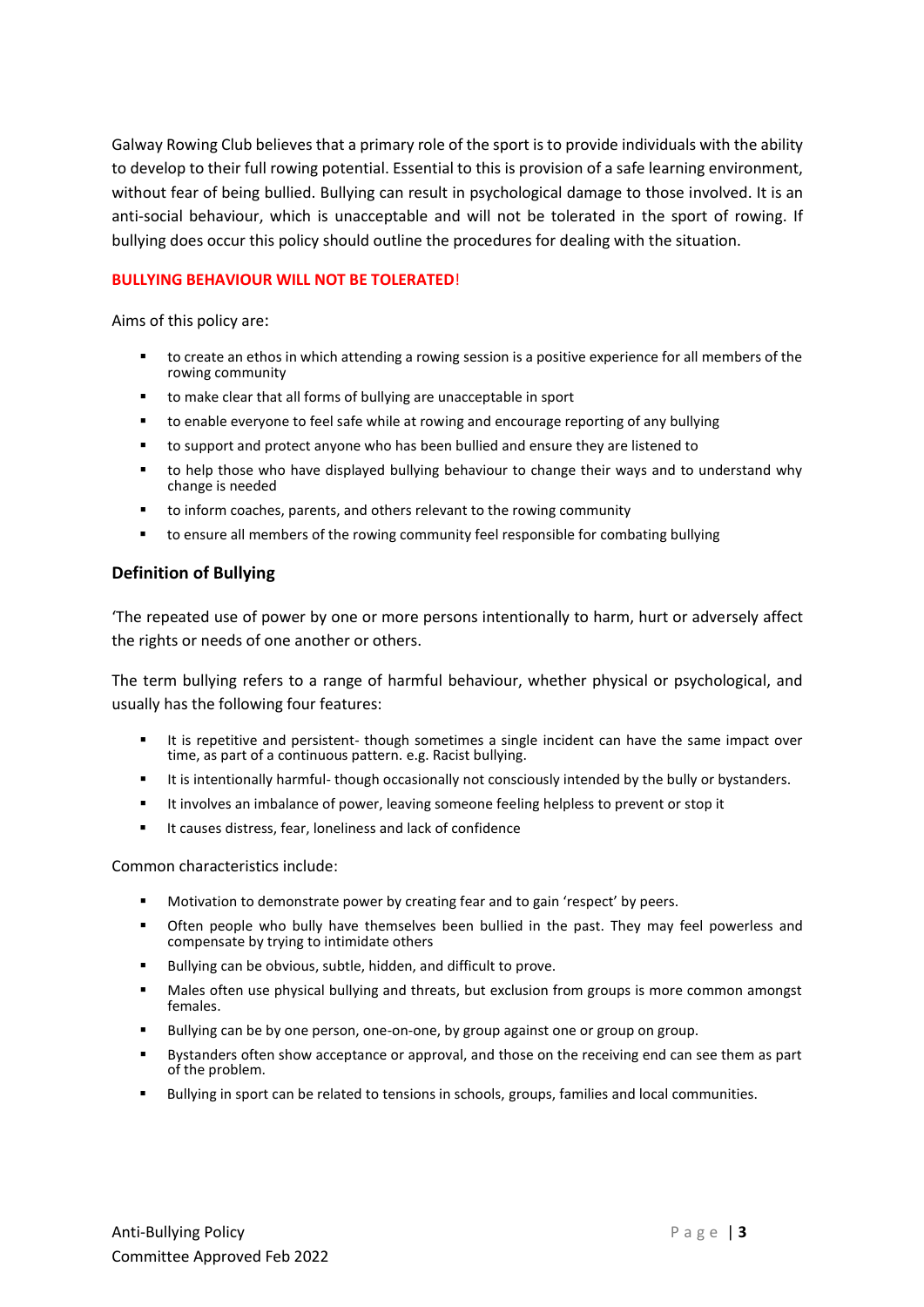Galway Rowing Club believes that a primary role of the sport is to provide individuals with the ability to develop to their full rowing potential. Essential to this is provision of a safe learning environment, without fear of being bullied. Bullying can result in psychological damage to those involved. It is an anti-social behaviour, which is unacceptable and will not be tolerated in the sport of rowing. If bullying does occur this policy should outline the procedures for dealing with the situation.

**BULLYING BEHAVIOUR WILL NOT BE TOLERATED!**

Aims of this policy are:

- to create an ethos in which attending a rowing session is a positive experience for all members of the rowing community
- to make clear that all forms of bullying are unacceptable in sport
- to enable everyone to feel safe while at rowing and encourage reporting of any bullying
- to support and protect anyone who has been bullied and ensure they are listened to
- to help those who have displayed bullying behaviour to change their ways and to understand why change is needed
- to inform coaches, parents, and others relevant to the rowing community
- to ensure all members of the rowing community feel responsible for combating bullying

## Definition of Bullying

'The repeated use of power by one or more persons intentionally to harm, hurt or adversely affect the rights or needs of one another or others.

The term bullying refers to a range of harmful behaviour, whether physical or psychological, and usually has the following four features:

- It is repetitive and persistent- though sometimes a single incident can have the same impact over time, as part of a continuous pattern. e.g. Racist bullying.
- It is intentionally harmful- though occasionally not consciously intended by the bully or bystanders.
- It involves an imbalance of power, leaving someone feeling helpless to prevent or stop it
- It causes distress, fear, loneliness and lack of confidence

Common characteristics include:

- Motivation to demonstrate power by creating fear and to gain 'respect' by peers.
- Often people who bully have themselves been bullied in the past. They may feel powerless and compensate by trying to intimidate others
- Bullying can be obvious, subtle, hidden, and difficult to prove.
- Males often use physical bullying and threats, but exclusion from groups is more common amongst females.
- Bullying can be by one person, one-on-one, by group against one or group on group.
- Bystanders often show acceptance or approval, and those on the receiving end can see them as part of the problem.
- Bullying in sport can be related to tensions in schools, groups, families and local communities.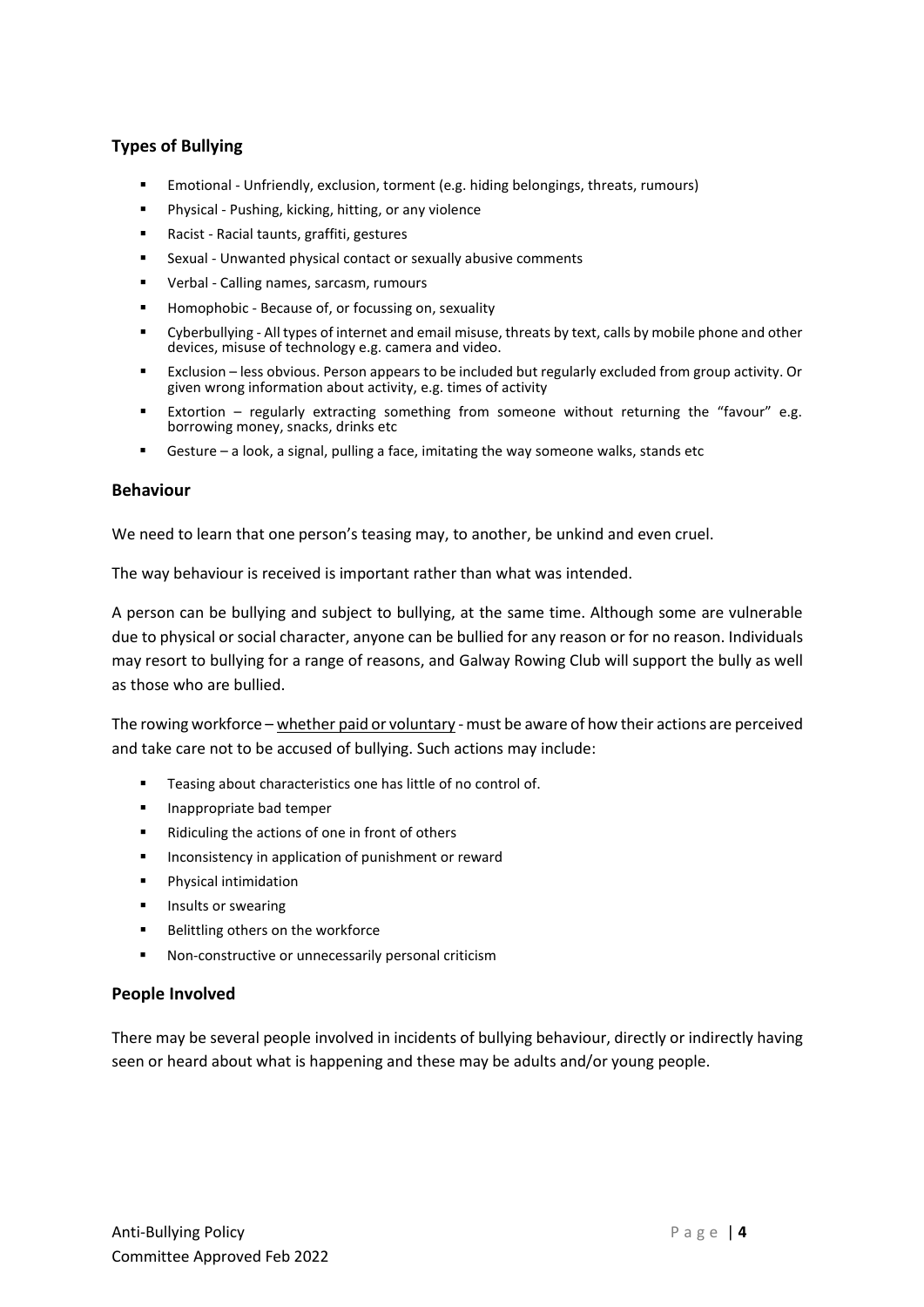## Types of Bullying

- Emotional - Unfriendly, exclusion, torment (e.g. hiding belongings, threats, rumours)
- Physical - Pushing, kicking, hitting, or any violence
- Racist - Racial taunts, graffiti, gestures
- Sexual - Unwanted physical contact or sexually abusive comments
- Verbal - Calling names, sarcasm, rumours
- Homophobic - Because of, or focussing on, sexuality
- Cyberbullying - All types of internet and email misuse, threats by text, calls by mobile phone and other devices, misuse of technology e.g. camera and video.
- Exclusion – less obvious. Person appears to be included but regularly excluded from group activity. Or given wrong information about activity, e.g. times of activity
- Extortion – regularly extracting something from someone without returning the "favour" e.g. borrowing money, snacks, drinks etc
- Gesture – a look, a signal, pulling a face, imitating the way someone walks, stands etc

## Behaviour

We need to learn that one person's teasing may, to another, be unkind and even cruel.

The way behaviour is received is important rather than what was intended.

A person can be bullying and subject to bullying, at the same time. Although some are vulnerable due to physical or social character, anyone can be bullied for any reason or for no reason. Individuals may resort to bullying for a range of reasons, and Galway Rowing Club will support the bully as well as those who are bullied.

The rowing workforce – whether paid or voluntary - must be aware of how their actions are perceived and take care not to be accused of bullying. Such actions may include:

- Teasing about characteristics one has little of no control of.
- Inappropriate bad temper
- Ridiculing the actions of one in front of others
- Inconsistency in application of punishment or reward
- Physical intimidation
- Insults or swearing
- Belittling others on the workforce
- Non-constructive or unnecessarily personal criticism

## People Involved

There may be several people involved in incidents of bullying behaviour, directly or indirectly having seen or heard about what is happening and these may be adults and/or young people.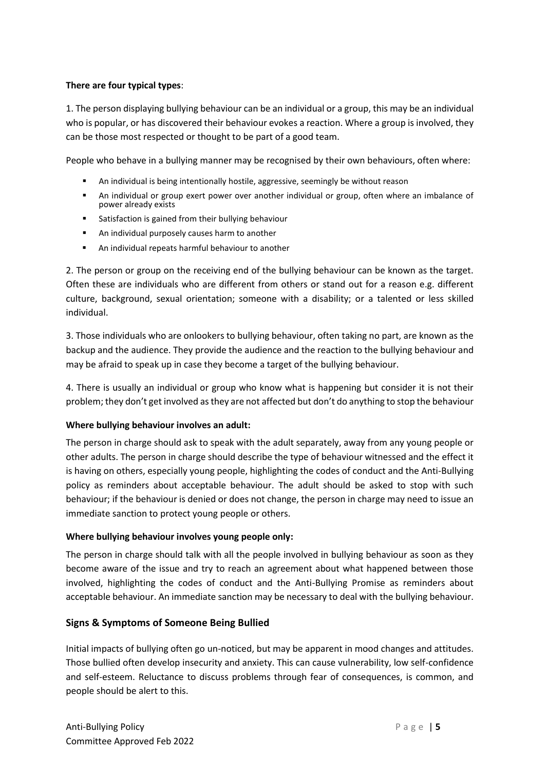**There are four typical types**:

1. The person displaying bullying behaviour can be an individual or a group, this may be an individual who is popular, or has discovered their behaviour evokes a reaction. Where a group is involved, they can be those most respected or thought to be part of a good team.

People who behave in a bullying manner may be recognised by their own behaviours, often where:

- An individual is being intentionally hostile, aggressive, seemingly be without reason
- An individual or group exert power over another individual or group, often where an imbalance of power already exists
- Satisfaction is gained from their bullying behaviour
- An individual purposely causes harm to another
- An individual repeats harmful behaviour to another

2. The person or group on the receiving end of the bullying behaviour can be known as the target. Often these are individuals who are different from others or stand out for a reason e.g. different culture, background, sexual orientation; someone with a disability; or a talented or less skilled individual.

3. Those individuals who are onlookers to bullying behaviour, often taking no part, are known as the backup and the audience. They provide the audience and the reaction to the bullying behaviour and may be afraid to speak up in case they become a target of the bullying behaviour.

4. There is usually an individual or group who know what is happening but consider it is not their problem; they don't get involved as they are not affected but don't do anything to stop the behaviour

**Where bullying behaviour involves an adult:**

The person in charge should ask to speak with the adult separately, away from any young people or other adults. The person in charge should describe the type of behaviour witnessed and the effect it is having on others, especially young people, highlighting the codes of conduct and the Anti-Bullying policy as reminders about acceptable behaviour. The adult should be asked to stop with such behaviour; if the behaviour is denied or does not change, the person in charge may need to issue an immediate sanction to protect young people or others.

**Where bullying behaviour involves young people only:**

The person in charge should talk with all the people involved in bullying behaviour as soon as they become aware of the issue and try to reach an agreement about what happened between those involved, highlighting the codes of conduct and the Anti-Bullying Promise as reminders about acceptable behaviour. An immediate sanction may be necessary to deal with the bullying behaviour.

## Signs & Symptoms of Someone Being Bullied

Initial impacts of bullying often go un-noticed, but may be apparent in mood changes and attitudes. Those bullied often develop insecurity and anxiety. This can cause vulnerability, low self-confidence and self-esteem. Reluctance to discuss problems through fear of consequences, is common, and people should be alert to this.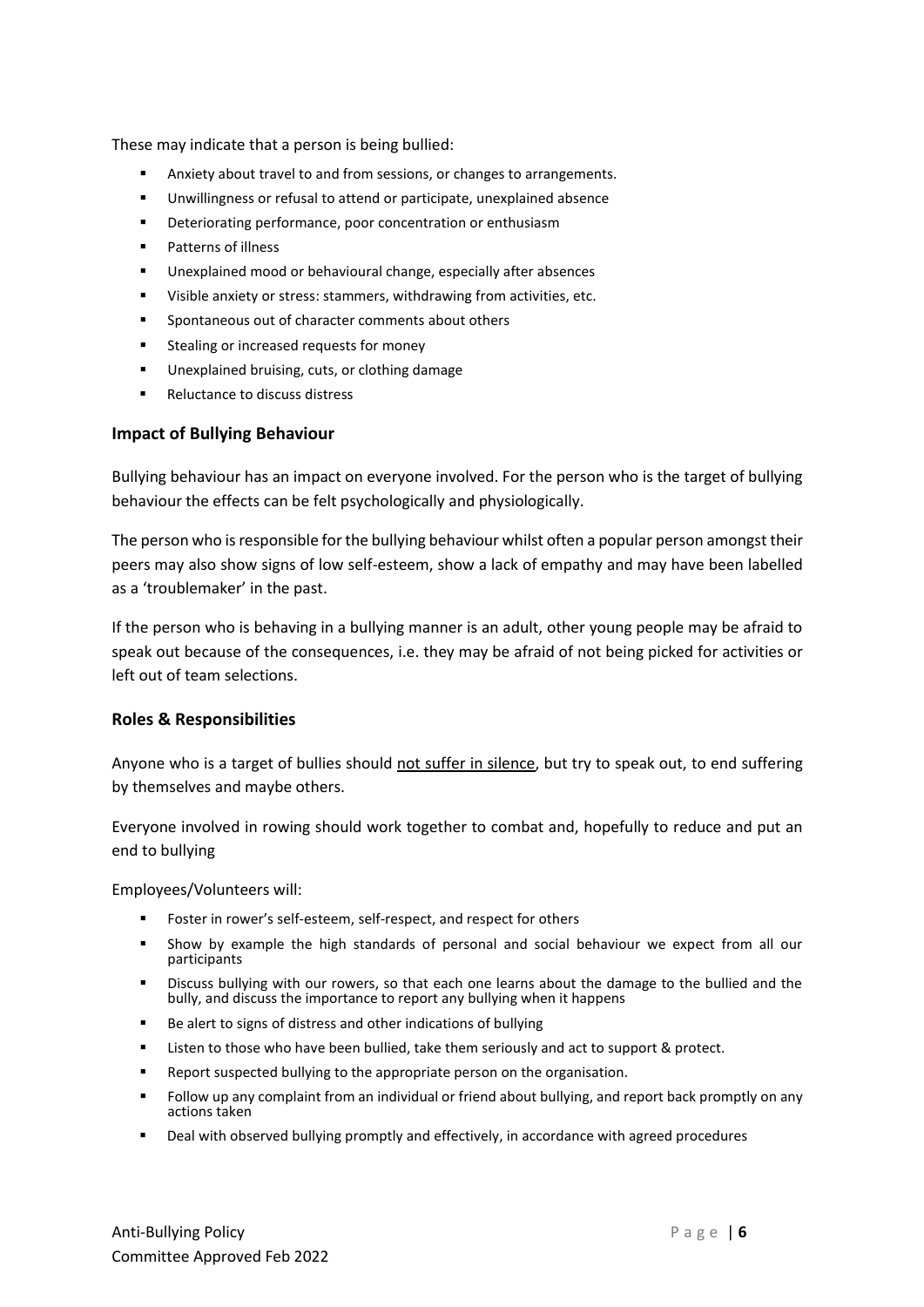These may indicate that a person is being bullied:

- Anxiety about travel to and from sessions, or changes to arrangements.
- Unwillingness or refusal to attend or participate, unexplained absence
- Deteriorating performance, poor concentration or enthusiasm
- Patterns of illness
- Unexplained mood or behavioural change, especially after absences
- Visible anxiety or stress: stammers, withdrawing from activities, etc.
- Spontaneous out of character comments about others
- Stealing or increased requests for money
- Unexplained bruising, cuts, or clothing damage
- Reluctance to discuss distress

### Impact of Bullying Behaviour

Bullying behaviour has an impact on everyone involved. For the person who is the target of bullying behaviour the effects can be felt psychologically and physiologically.

The person who is responsible for the bullying behaviour whilst often a popular person amongst their peers may also show signs of low self-esteem, show a lack of empathy and may have been labelled as a 'troublemaker' in the past.

If the person who is behaving in a bullying manner is an adult, other young people may be afraid to speak out because of the consequences, i.e. they may be afraid of not being picked for activities or left out of team selections.

### Roles & Responsibilities

Anyone who is a target of bullies should <u>not suffer in silence</u>, but try to speak out, to end suffering by themselves and maybe others.

Everyone involved in rowing should work together to combat and, hopefully to reduce and put an end to bullying

Employees/Volunteers will:

- Foster in rower's self-esteem, self-respect, and respect for others
- Show by example the high standards of personal and social behaviour we expect from all our participants
- Discuss bullying with our rowers, so that each one learns about the damage to the bullied and the bully, and discuss the importance to report any bullying when it happens
- Be alert to signs of distress and other indications of bullying
- Listen to those who have been bullied, take them seriously and act to support & protect.
- Report suspected bullying to the appropriate person on the organisation.
- Follow up any complaint from an individual or friend about bullying, and report back promptly on any actions taken
- Deal with observed bullying promptly and effectively, in accordance with agreed procedures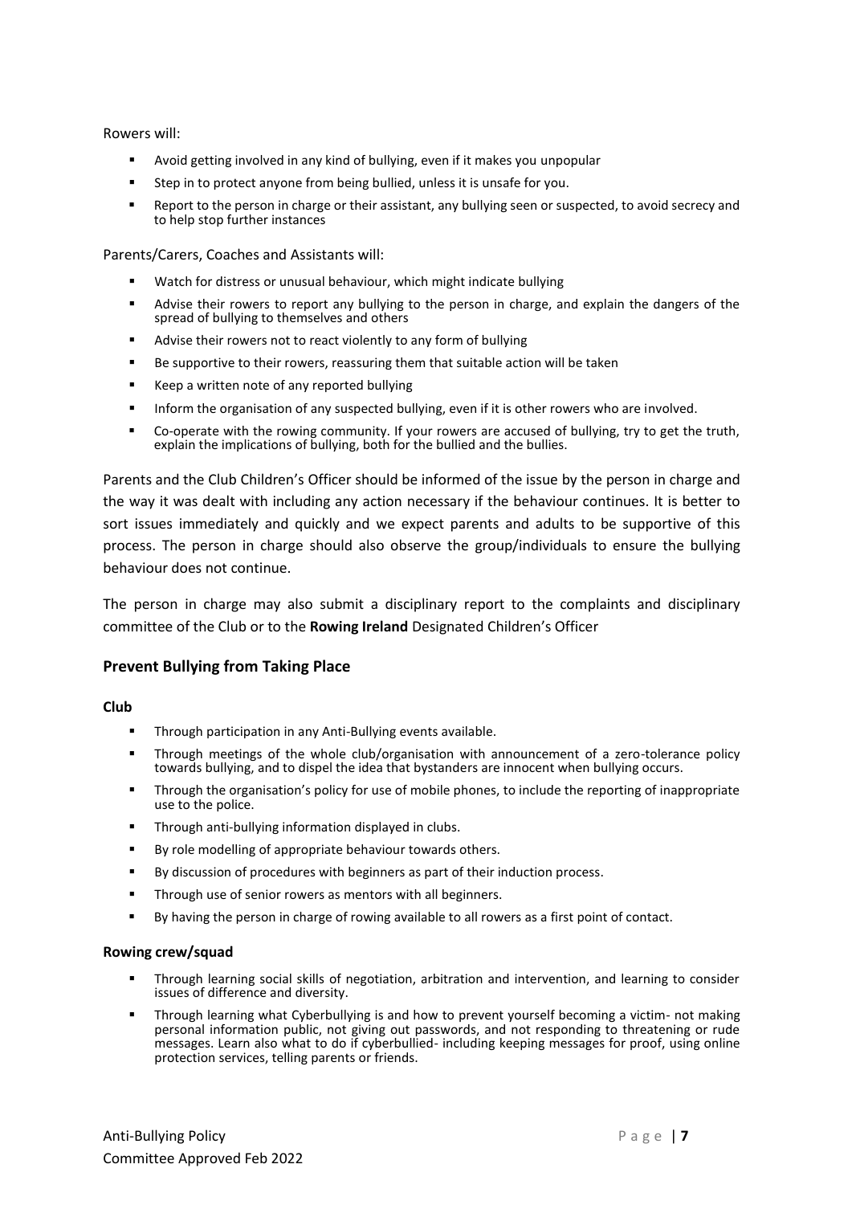Rowers will:

- Avoid getting involved in any kind of bullying, even if it makes you unpopular
- Step in to protect anyone from being bullied, unless it is unsafe for you.
- Report to the person in charge or their assistant, any bullying seen or suspected, to avoid secrecy and to help stop further instances

Parents/Carers, Coaches and Assistants will:

- Watch for distress or unusual behaviour, which might indicate bullying
- Advise their rowers to report any bullying to the person in charge, and explain the dangers of the spread of bullying to themselves and others
- Advise their rowers not to react violently to any form of bullying
- Be supportive to their rowers, reassuring them that suitable action will be taken
- Keep a written note of any reported bullying
- Inform the organisation of any suspected bullying, even if it is other rowers who are involved.
- Co-operate with the rowing community. If your rowers are accused of bullying, try to get the truth, explain the implications of bullying, both for the bullied and the bullies.

Parents and the Club Children's Officer should be informed of the issue by the person in charge and the way it was dealt with including any action necessary if the behaviour continues. It is better to sort issues immediately and quickly and we expect parents and adults to be supportive of this process. The person in charge should also observe the group/individuals to ensure the bullying behaviour does not continue.

The person in charge may also submit a disciplinary report to the complaints and disciplinary committee of the Club or to the **Rowing Ireland** Designated Children's Officer

## Prevent Bullying from Taking Place

### Club

- Through participation in any Anti-Bullying events available.
- Through meetings of the whole club/organisation with announcement of a zero-tolerance policy towards bullying, and to dispel the idea that bystanders are innocent when bullying occurs.
- Through the organisation's policy for use of mobile phones, to include the reporting of inappropriate use to the police.
- Through anti-bullying information displayed in clubs.
- By role modelling of appropriate behaviour towards others.
- By discussion of procedures with beginners as part of their induction process.
- Through use of senior rowers as mentors with all beginners.
- By having the person in charge of rowing available to all rowers as a first point of contact.

### Rowing crew/squad

- Through learning social skills of negotiation, arbitration and intervention, and learning to consider issues of difference and diversity.
- Through learning what Cyberbullying is and how to prevent yourself becoming a victim- not making personal information public, not giving out passwords, and not responding to threatening or rude messages. Learn also what to do if cyberbullied- including keeping messages for proof, using online protection services, telling parents or friends.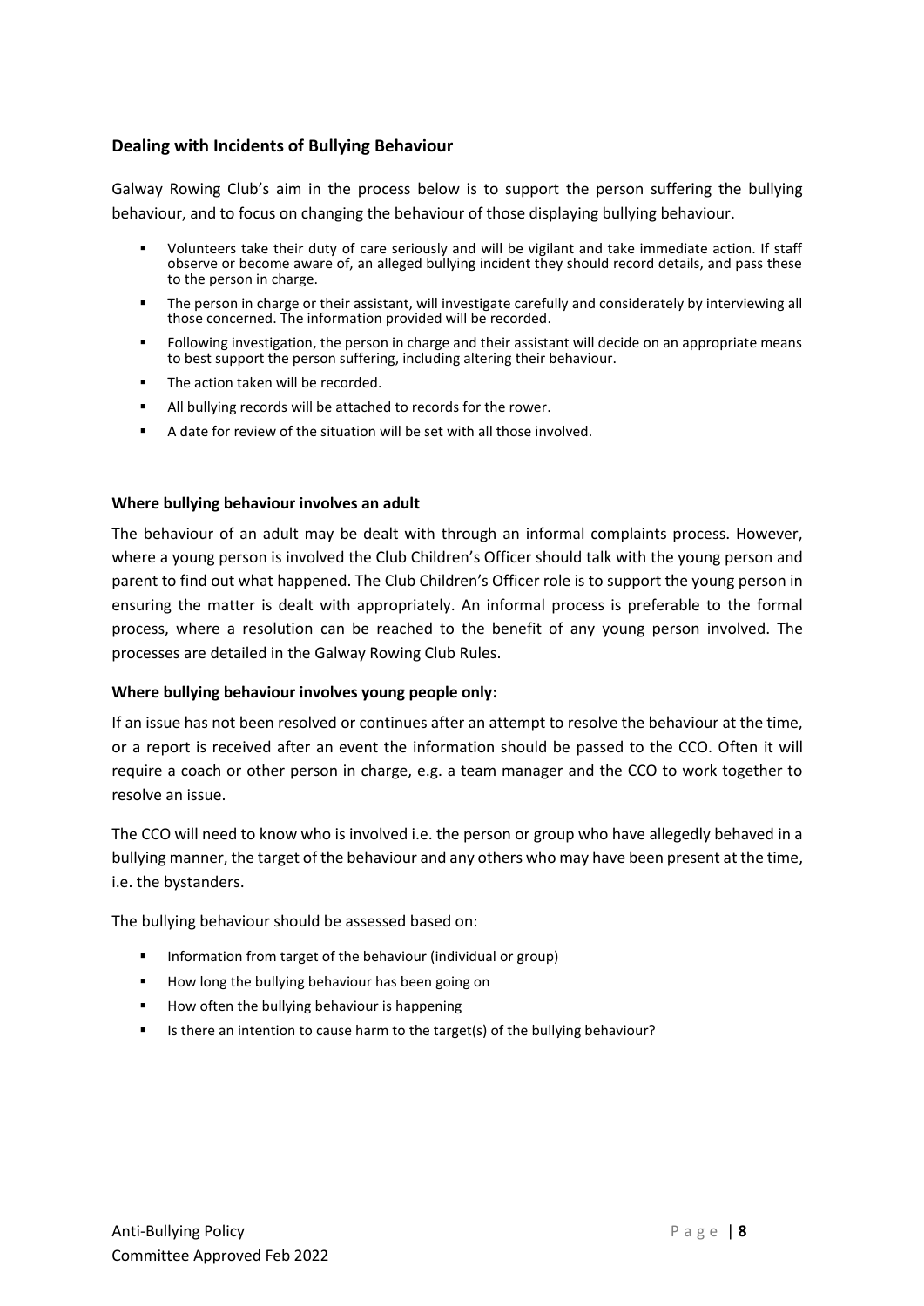## Dealing with Incidents of Bullying Behaviour

Galway Rowing Club's aim in the process below is to support the person suffering the bullying behaviour, and to focus on changing the behaviour of those displaying bullying behaviour.

- Volunteers take their duty of care seriously and will be vigilant and take immediate action. If staff observe or become aware of, an alleged bullying incident they should record details, and pass these to the person in charge.
- The person in charge or their assistant, will investigate carefully and considerately by interviewing all those concerned. The information provided will be recorded.
- Following investigation, the person in charge and their assistant will decide on an appropriate means to best support the person suffering, including altering their behaviour.
- The action taken will be recorded.
- All bullying records will be attached to records for the rower.
- A date for review of the situation will be set with all those involved.

**Where bullying behaviour involves an adult**

The behaviour of an adult may be dealt with through an informal complaints process. However, where a young person is involved the Club Children's Officer should talk with the young person and parent to find out what happened. The Club Children's Officer role is to support the young person in ensuring the matter is dealt with appropriately. An informal process is preferable to the formal process, where a resolution can be reached to the benefit of any young person involved. The processes are detailed in the Galway Rowing Club Rules.

**Where bullying behaviour involves young people only:**

If an issue has not been resolved or continues after an attempt to resolve the behaviour at the time, or a report is received after an event the information should be passed to the CCO. Often it will require a coach or other person in charge, e.g. a team manager and the CCO to work together to resolve an issue.

The CCO will need to know who is involved i.e. the person or group who have allegedly behaved in a bullying manner, the target of the behaviour and any others who may have been present at the time, i.e. the bystanders.

The bullying behaviour should be assessed based on:

- Information from target of the behaviour (individual or group)
- How long the bullying behaviour has been going on
- How often the bullying behaviour is happening
- Is there an intention to cause harm to the target(s) of the bullying behaviour?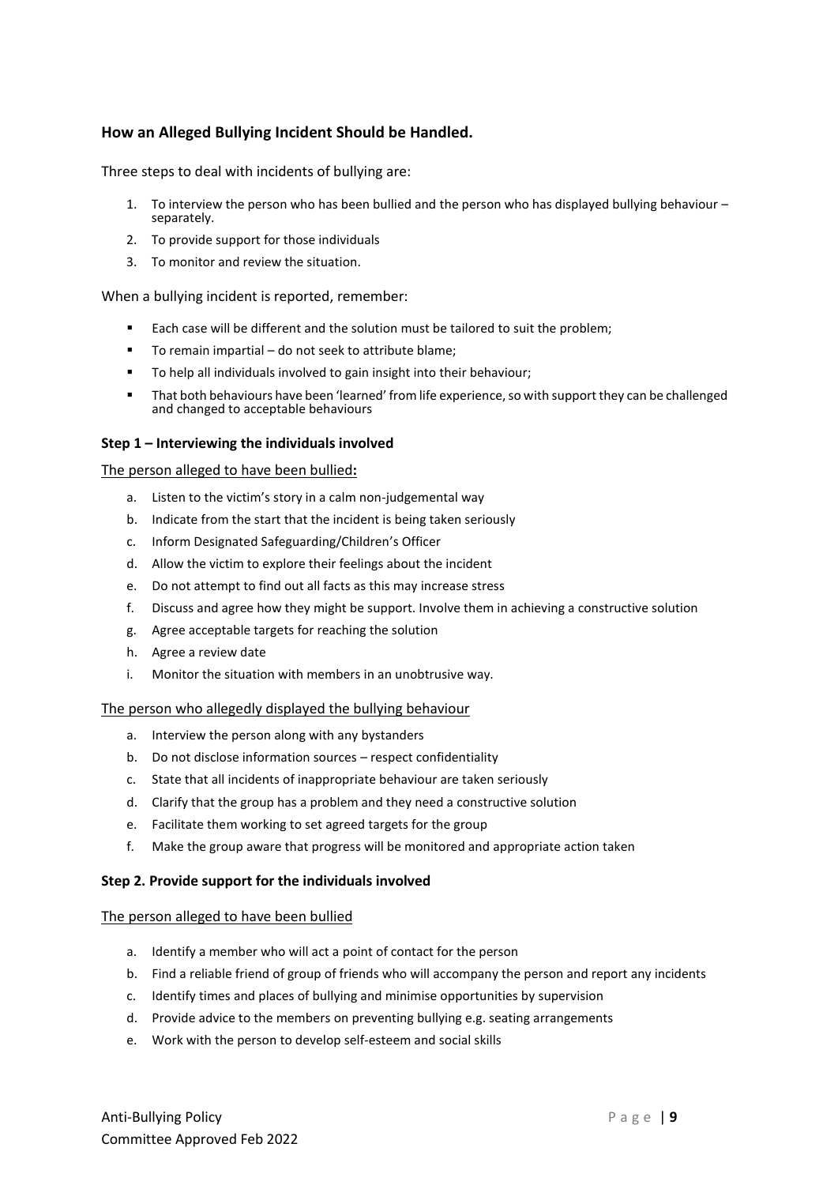## How an Alleged Bullying Incident Should be Handled.

Three steps to deal with incidents of bullying are:

1. To interview the person who has been bullied and the person who has displayed bullying behaviour – separately.
2. To provide support for those individuals
3. To monitor and review the situation.

When a bullying incident is reported, remember:

- Each case will be different and the solution must be tailored to suit the problem;
- To remain impartial – do not seek to attribute blame;
- To help all individuals involved to gain insight into their behaviour;
- That both behaviours have been 'learned' from life experience, so with support they can be challenged and changed to acceptable behaviours

### Step 1 – Interviewing the individuals involved

<u>The person alleged to have been bullied</u>**:**

a. Listen to the victim's story in a calm non-judgemental way
b. Indicate from the start that the incident is being taken seriously
c. Inform Designated Safeguarding/Children's Officer
d. Allow the victim to explore their feelings about the incident
e. Do not attempt to find out all facts as this may increase stress
f. Discuss and agree how they might be support. Involve them in achieving a constructive solution
g. Agree acceptable targets for reaching the solution
h. Agree a review date
i. Monitor the situation with members in an unobtrusive way.

<u>The person who allegedly displayed the bullying behaviour</u>

a. Interview the person along with any bystanders
b. Do not disclose information sources – respect confidentiality
c. State that all incidents of inappropriate behaviour are taken seriously
d. Clarify that the group has a problem and they need a constructive solution
e. Facilitate them working to set agreed targets for the group
f. Make the group aware that progress will be monitored and appropriate action taken

### Step 2. Provide support for the individuals involved

<u>The person alleged to have been bullied</u>

a. Identify a member who will act a point of contact for the person
b. Find a reliable friend of group of friends who will accompany the person and report any incidents
c. Identify times and places of bullying and minimise opportunities by supervision
d. Provide advice to the members on preventing bullying e.g. seating arrangements
e. Work with the person to develop self-esteem and social skills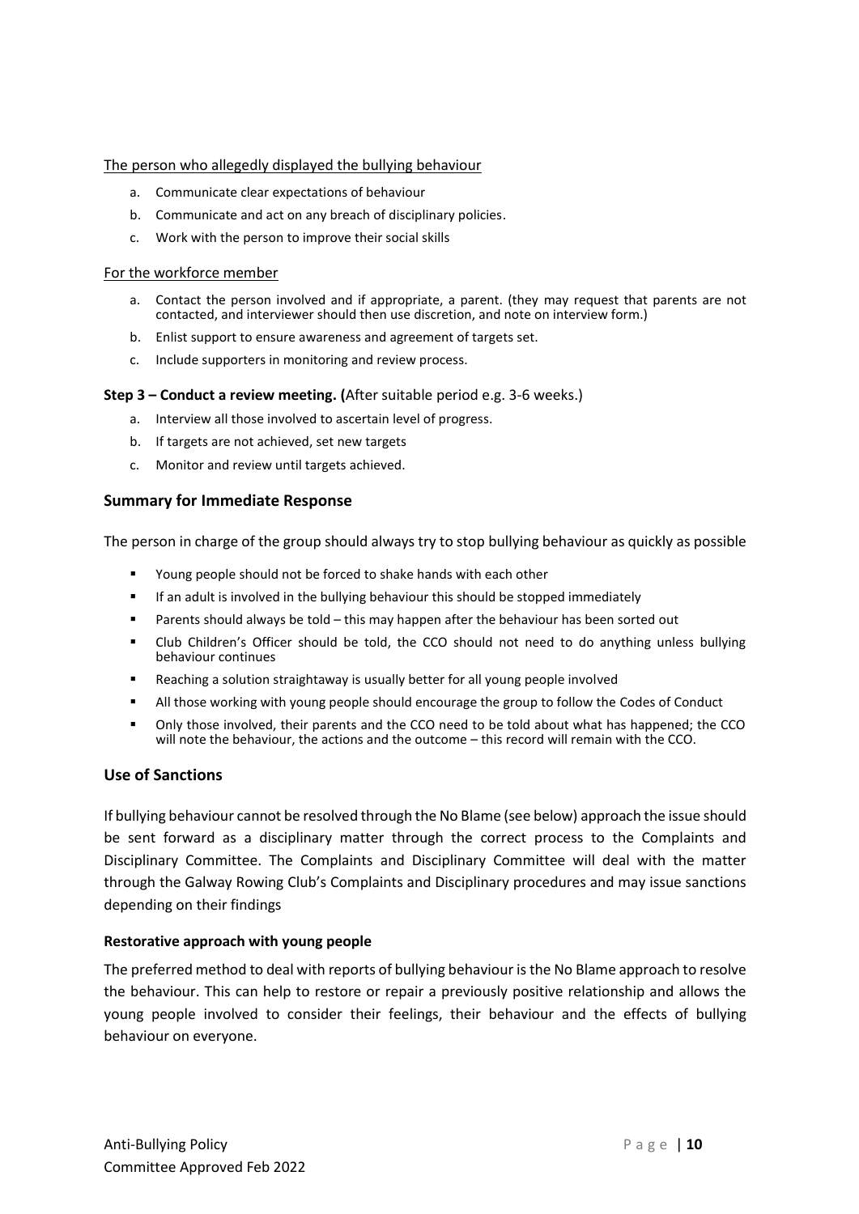The person who allegedly displayed the bullying behaviour

a. Communicate clear expectations of behaviour
b. Communicate and act on any breach of disciplinary policies.
c. Work with the person to improve their social skills

For the workforce member

a. Contact the person involved and if appropriate, a parent. (they may request that parents are not contacted, and interviewer should then use discretion, and note on interview form.)
b. Enlist support to ensure awareness and agreement of targets set.
c. Include supporters in monitoring and review process.

**Step 3 – Conduct a review meeting. (**After suitable period e.g. 3-6 weeks.)

a. Interview all those involved to ascertain level of progress.
b. If targets are not achieved, set new targets
c. Monitor and review until targets achieved.

### Summary for Immediate Response

The person in charge of the group should always try to stop bullying behaviour as quickly as possible

- Young people should not be forced to shake hands with each other
- If an adult is involved in the bullying behaviour this should be stopped immediately
- Parents should always be told – this may happen after the behaviour has been sorted out
- Club Children's Officer should be told, the CCO should not need to do anything unless bullying behaviour continues
- Reaching a solution straightaway is usually better for all young people involved
- All those working with young people should encourage the group to follow the Codes of Conduct
- Only those involved, their parents and the CCO need to be told about what has happened; the CCO will note the behaviour, the actions and the outcome – this record will remain with the CCO.

### Use of Sanctions

If bullying behaviour cannot be resolved through the No Blame (see below) approach the issue should be sent forward as a disciplinary matter through the correct process to the Complaints and Disciplinary Committee. The Complaints and Disciplinary Committee will deal with the matter through the Galway Rowing Club's Complaints and Disciplinary procedures and may issue sanctions depending on their findings

**Restorative approach with young people**

The preferred method to deal with reports of bullying behaviour is the No Blame approach to resolve the behaviour. This can help to restore or repair a previously positive relationship and allows the young people involved to consider their feelings, their behaviour and the effects of bullying behaviour on everyone.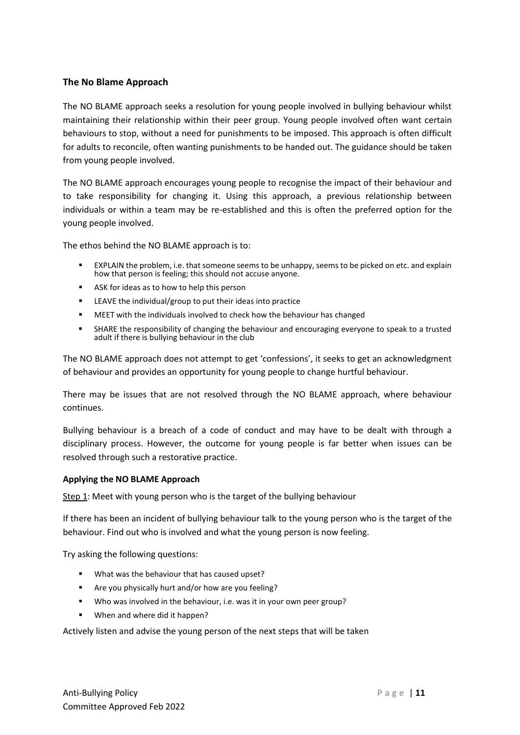## The No Blame Approach

The NO BLAME approach seeks a resolution for young people involved in bullying behaviour whilst maintaining their relationship within their peer group. Young people involved often want certain behaviours to stop, without a need for punishments to be imposed. This approach is often difficult for adults to reconcile, often wanting punishments to be handed out. The guidance should be taken from young people involved.

The NO BLAME approach encourages young people to recognise the impact of their behaviour and to take responsibility for changing it. Using this approach, a previous relationship between individuals or within a team may be re-established and this is often the preferred option for the young people involved.

The ethos behind the NO BLAME approach is to:

- EXPLAIN the problem, i.e. that someone seems to be unhappy, seems to be picked on etc. and explain how that person is feeling; this should not accuse anyone.
- ASK for ideas as to how to help this person
- LEAVE the individual/group to put their ideas into practice
- MEET with the individuals involved to check how the behaviour has changed
- SHARE the responsibility of changing the behaviour and encouraging everyone to speak to a trusted adult if there is bullying behaviour in the club

The NO BLAME approach does not attempt to get 'confessions', it seeks to get an acknowledgment of behaviour and provides an opportunity for young people to change hurtful behaviour.

There may be issues that are not resolved through the NO BLAME approach, where behaviour continues.

Bullying behaviour is a breach of a code of conduct and may have to be dealt with through a disciplinary process. However, the outcome for young people is far better when issues can be resolved through such a restorative practice.

### Applying the NO BLAME Approach

Step 1: Meet with young person who is the target of the bullying behaviour

If there has been an incident of bullying behaviour talk to the young person who is the target of the behaviour. Find out who is involved and what the young person is now feeling.

Try asking the following questions:

- What was the behaviour that has caused upset?
- Are you physically hurt and/or how are you feeling?
- Who was involved in the behaviour, i.e. was it in your own peer group?
- When and where did it happen?

Actively listen and advise the young person of the next steps that will be taken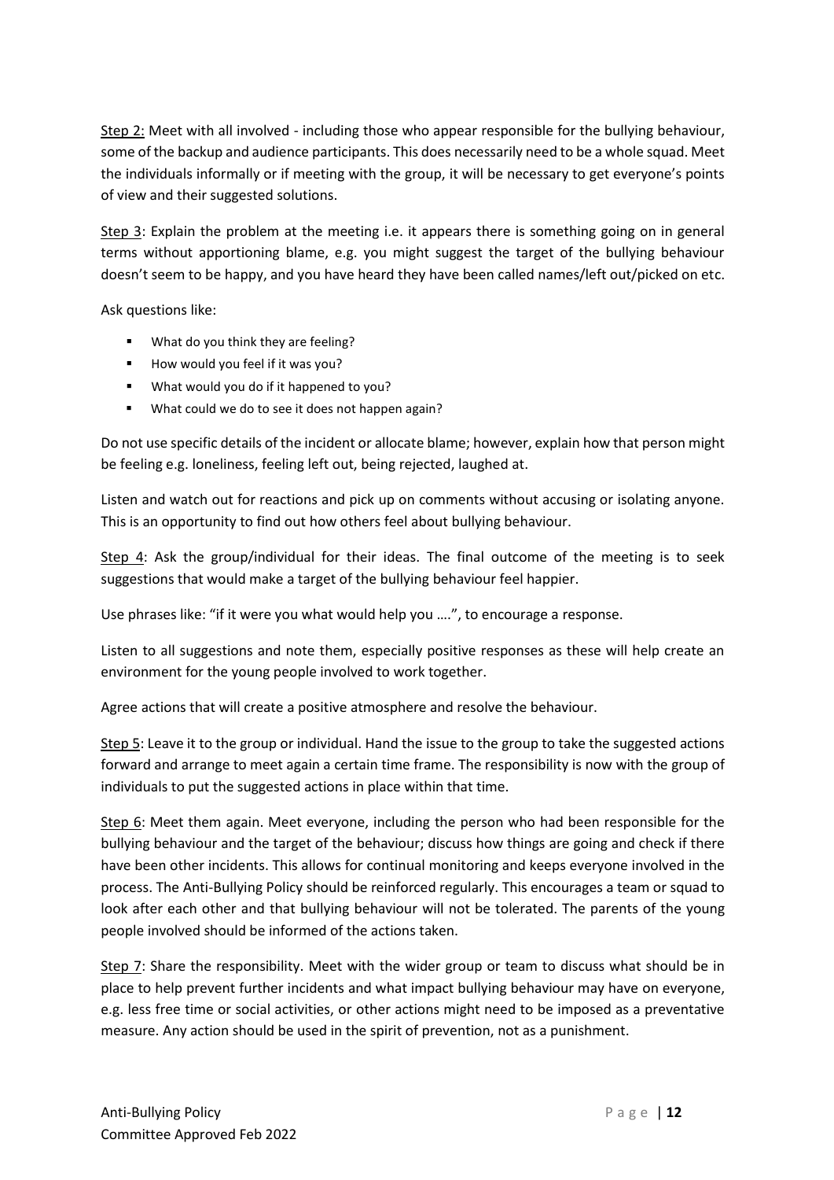Step 2: Meet with all involved - including those who appear responsible for the bullying behaviour, some of the backup and audience participants. This does necessarily need to be a whole squad. Meet the individuals informally or if meeting with the group, it will be necessary to get everyone's points of view and their suggested solutions.

Step 3: Explain the problem at the meeting i.e. it appears there is something going on in general terms without apportioning blame, e.g. you might suggest the target of the bullying behaviour doesn't seem to be happy, and you have heard they have been called names/left out/picked on etc.

Ask questions like:

- What do you think they are feeling?
- How would you feel if it was you?
- What would you do if it happened to you?
- What could we do to see it does not happen again?

Do not use specific details of the incident or allocate blame; however, explain how that person might be feeling e.g. loneliness, feeling left out, being rejected, laughed at.

Listen and watch out for reactions and pick up on comments without accusing or isolating anyone. This is an opportunity to find out how others feel about bullying behaviour.

Step 4: Ask the group/individual for their ideas. The final outcome of the meeting is to seek suggestions that would make a target of the bullying behaviour feel happier.

Use phrases like: "if it were you what would help you ….", to encourage a response.

Listen to all suggestions and note them, especially positive responses as these will help create an environment for the young people involved to work together.

Agree actions that will create a positive atmosphere and resolve the behaviour.

Step 5: Leave it to the group or individual. Hand the issue to the group to take the suggested actions forward and arrange to meet again a certain time frame. The responsibility is now with the group of individuals to put the suggested actions in place within that time.

Step 6: Meet them again. Meet everyone, including the person who had been responsible for the bullying behaviour and the target of the behaviour; discuss how things are going and check if there have been other incidents. This allows for continual monitoring and keeps everyone involved in the process. The Anti-Bullying Policy should be reinforced regularly. This encourages a team or squad to look after each other and that bullying behaviour will not be tolerated. The parents of the young people involved should be informed of the actions taken.

Step 7: Share the responsibility. Meet with the wider group or team to discuss what should be in place to help prevent further incidents and what impact bullying behaviour may have on everyone, e.g. less free time or social activities, or other actions might need to be imposed as a preventative measure. Any action should be used in the spirit of prevention, not as a punishment.